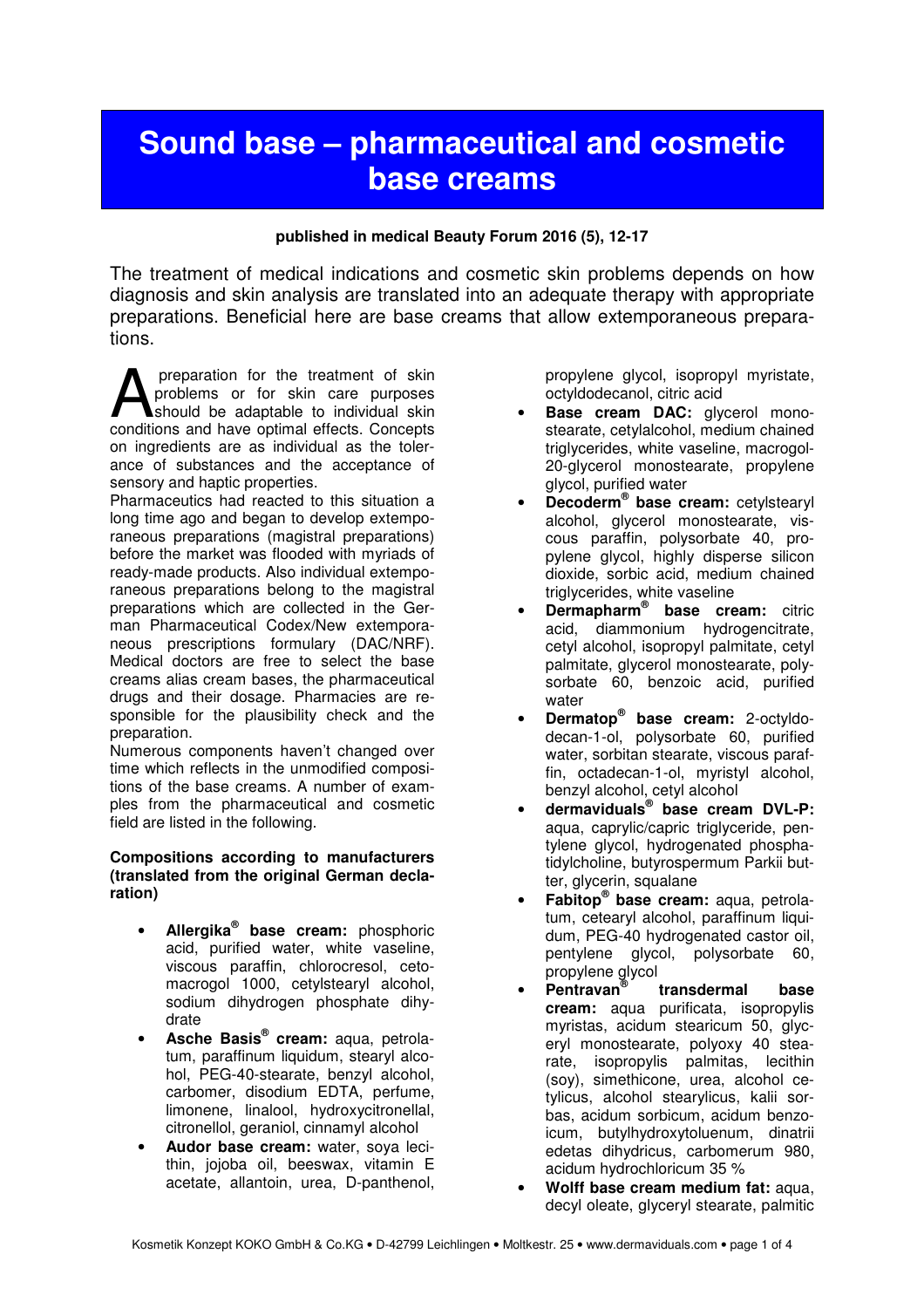# Sound base – pharmaceutical and cosmetic base creams

**published in medical Beauty Forum 2016 (5), 12-17**

The treatment of medical indications and cosmetic skin problems depends on how diagnosis and skin analysis are translated into an adequate therapy with appropriate preparations. Beneficial here are base creams that allow extemporaneous preparations.

A preparation for the treatment of skin problems or for skin care purposes should be adaptable to individual skin conditions and have optimal effects. Concepts on ingredients are as individual as the tolerance of substances and the acceptance of sensory and haptic properties.

Pharmaceutics had reacted to this situation a long time ago and began to develop extemporaneous preparations (magistral preparations) before the market was flooded with myriads of ready-made products. Also individual extemporaneous preparations belong to the magistral preparations which are collected in the German Pharmaceutical Codex/New extemporaneous prescriptions formulary (DAC/NRF). Medical doctors are free to select the base creams alias cream bases, the pharmaceutical drugs and their dosage. Pharmacies are responsible for the plausibility check and the preparation.

Numerous components haven't changed over time which reflects in the unmodified compositions of the base creams. A number of examples from the pharmaceutical and cosmetic field are listed in the following.

**Compositions according to manufacturers (translated from the original German declaration)**

- **Allergika® base cream:** phosphoric acid, purified water, white vaseline, viscous paraffin, chlorocresol, cetomacrogol 1000, cetylstearyl alcohol, sodium dihydrogen phosphate dihydrate
- **Asche Basis® cream:** aqua, petrolatum, paraffinum liquidum, stearyl alcohol, PEG-40-stearate, benzyl alcohol, carbomer, disodium EDTA, perfume, limonene, linalool, hydroxycitronellal, citronellol, geraniol, cinnamyl alcohol
- **Audor base cream:** water, soya lecithin, jojoba oil, beeswax, vitamin E acetate, allantoin, urea, D-panthenol, propylene glycol, isopropyl myristate, octyldodecanol, citric acid
- **Base cream DAC:** glycerol monostearate, cetylalcohol, medium chained triglycerides, white vaseline, macrogol-20-glycerol monostearate, propylene glycol, purified water
- **Decoderm® base cream:** cetylstearyl alcohol, glycerol monostearate, viscous paraffin, polysorbate 40, propylene glycol, highly disperse silicon dioxide, sorbic acid, medium chained triglycerides, white vaseline
- **Dermapharm® base cream:** citric acid, diammonium hydrogencitrate, cetyl alcohol, isopropyl palmitate, cetyl palmitate, glycerol monostearate, polysorbate 60, benzoic acid, purified water
- **Dermatop® base cream:** 2-octyldodecan-1-ol, polysorbate 60, purified water, sorbitan stearate, viscous paraffin, octadecan-1-ol, myristyl alcohol, benzyl alcohol, cetyl alcohol
- **dermaviduals® base cream DVL-P:** aqua, caprylic/capric triglyceride, pentylene glycol, hydrogenated phosphatidylcholine, butyrospermum Parkii butter, glycerin, squalane
- **Fabitop® base cream:** aqua, petrolatum, cetearyl alcohol, paraffinum liquidum, PEG-40 hydrogenated castor oil, pentylene glycol, polysorbate 60, propylene glycol
- **Pentravan® transdermal base cream:** aqua purificata, isopropylis myristas, acidum stearicum 50, glyceryl monostearate, polyoxy 40 stearate, isopropylis palmitas, lecithin (soy), simethicone, urea, alcohol cetylicus, alcohol stearylicus, kalii sorbas, acidum sorbicum, acidum benzoicum, butylhydroxytoluenum, dinatrii edetas dihydricus, carbomerum 980, acidum hydrochloricum 35 %
- **Wolff base cream medium fat:** aqua, decyl oleate, glyceryl stearate, palmitic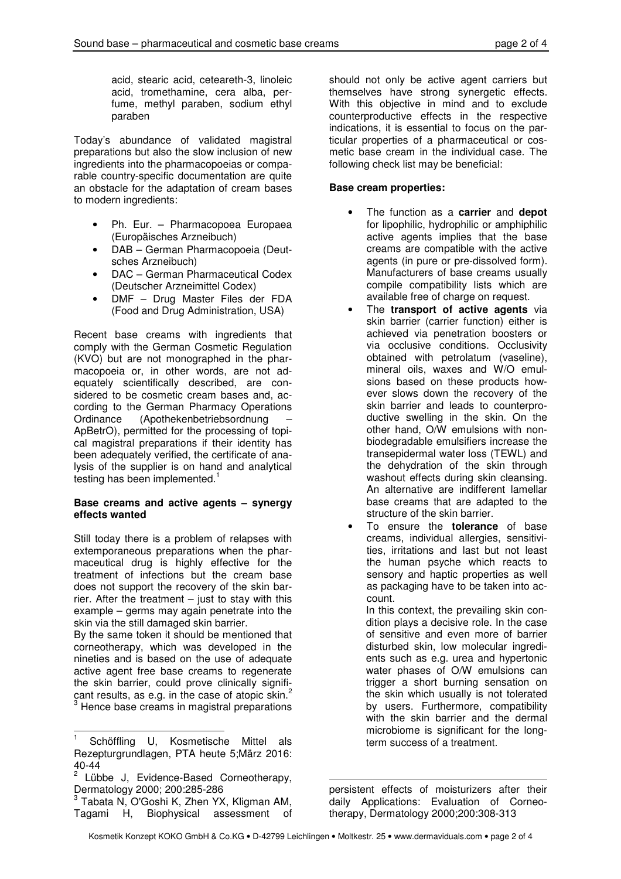acid, stearic acid, ceteareth-3, linoleic acid, tromethamine, cera alba, perfume, methyl paraben, sodium ethyl paraben

Today's abundance of validated magistral preparations but also the slow inclusion of new ingredients into the pharmacopoeias or comparable country-specific documentation are quite an obstacle for the adaptation of cream bases to modern ingredients:

- Ph. Eur. – Pharmacopoea Europaea (Europäisches Arzneibuch)
- DAB – German Pharmacopoeia (Deutsches Arzneibuch)
- DAC – German Pharmaceutical Codex (Deutscher Arzneimittel Codex)
- DMF – Drug Master Files der FDA (Food and Drug Administration, USA)

Recent base creams with ingredients that comply with the German Cosmetic Regulation (KVO) but are not monographed in the pharmacopoeia or, in other words, are not adequately scientifically described, are considered to be cosmetic cream bases and, according to the German Pharmacy Operations Ordinance (Apothekenbetriebsordnung – ApBetrO), permitted for the processing of topical magistral preparations if their identity has been adequately verified, the certificate of analysis of the supplier is on hand and analytical testing has been implemented.[1]

**Base creams and active agents – synergy effects wanted**

Still today there is a problem of relapses with extemporaneous preparations when the pharmaceutical drug is highly effective for the treatment of infections but the cream base does not support the recovery of the skin barrier. After the treatment – just to stay with this example – germs may again penetrate into the skin via the still damaged skin barrier.

By the same token it should be mentioned that corneotherapy, which was developed in the nineties and is based on the use of adequate active agent free base creams to regenerate the skin barrier, could prove clinically significant results, as e.g. in the case of atopic skin.[2] [3] Hence base creams in magistral preparations should not only be active agent carriers but themselves have strong synergetic effects. With this objective in mind and to exclude counterproductive effects in the respective indications, it is essential to focus on the particular properties of a pharmaceutical or cosmetic base cream in the individual case. The following check list may be beneficial:

**Base cream properties:**

- The function as a **carrier** and **depot** for lipophilic, hydrophilic or amphiphilic active agents implies that the base creams are compatible with the active agents (in pure or pre-dissolved form). Manufacturers of base creams usually compile compatibility lists which are available free of charge on request.
- The **transport of active agents** via skin barrier (carrier function) either is achieved via penetration boosters or via occlusive conditions. Occlusivity obtained with petrolatum (vaseline), mineral oils, waxes and W/O emulsions based on these products however slows down the recovery of the skin barrier and leads to counterproductive swelling in the skin. On the other hand, O/W emulsions with non-biodegradable emulsifiers increase the transepidermal water loss (TEWL) and the dehydration of the skin through washout effects during skin cleansing. An alternative are indifferent lamellar base creams that are adapted to the structure of the skin barrier.
- To ensure the **tolerance** of base creams, individual allergies, sensitivities, irritations and last but not least the human psyche which reacts to sensory and haptic properties as well as packaging have to be taken into account.

  In this context, the prevailing skin condition plays a decisive role. In the case of sensitive and even more of barrier disturbed skin, low molecular ingredients such as e.g. urea and hypertonic water phases of O/W emulsions can trigger a short burning sensation on the skin which usually is not tolerated by users. Furthermore, compatibility with the skin barrier and the dermal microbiome is significant for the long-term success of a treatment.

---

[1] Schöffling U, Kosmetische Mittel als Rezepturgrundlagen, PTA heute 5;März 2016: 40-44

[2] Lübbe J, Evidence-Based Corneotherapy, Dermatology 2000; 200:285-286

[3] Tabata N, O'Goshi K, Zhen YX, Kligman AM, Tagami H, Biophysical assessment of persistent effects of moisturizers after their daily Applications: Evaluation of Corneotherapy, Dermatology 2000;200:308-313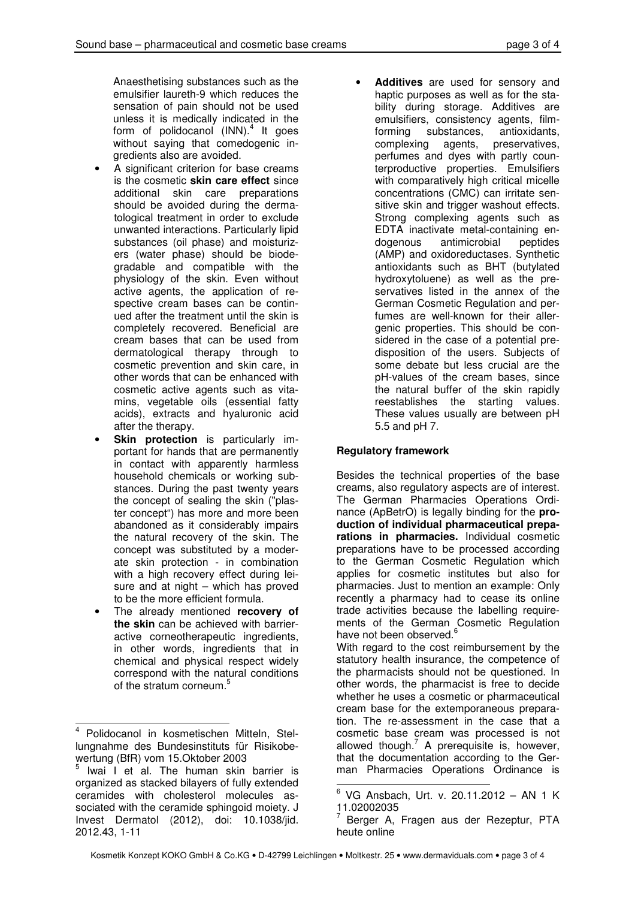Anaesthetising substances such as the emulsifier laureth-9 which reduces the sensation of pain should not be used unless it is medically indicated in the form of polidocanol (INN).[4] It goes without saying that comedogenic ingredients also are avoided.

- A significant criterion for base creams is the cosmetic **skin care effect** since additional skin care preparations should be avoided during the dermatological treatment in order to exclude unwanted interactions. Particularly lipid substances (oil phase) and moisturizers (water phase) should be biodegradable and compatible with the physiology of the skin. Even without active agents, the application of respective cream bases can be continued after the treatment until the skin is completely recovered. Beneficial are cream bases that can be used from dermatological therapy through to cosmetic prevention and skin care, in other words that can be enhanced with cosmetic active agents such as vitamins, vegetable oils (essential fatty acids), extracts and hyaluronic acid after the therapy.
- **Skin protection** is particularly important for hands that are permanently in contact with apparently harmless household chemicals or working substances. During the past twenty years the concept of sealing the skin ("plaster concept") has more and more been abandoned as it considerably impairs the natural recovery of the skin. The concept was substituted by a moderate skin protection - in combination with a high recovery effect during leisure and at night – which has proved to be the more efficient formula.
- The already mentioned **recovery of the skin** can be achieved with barrier-active corneotherapeutic ingredients, in other words, ingredients that in chemical and physical respect widely correspond with the natural conditions of the stratum corneum.[5]
- **Additives** are used for sensory and haptic purposes as well as for the stability during storage. Additives are emulsifiers, consistency agents, film-forming substances, antioxidants, complexing agents, preservatives, perfumes and dyes with partly counterproductive properties. Emulsifiers with comparatively high critical micelle concentrations (CMC) can irritate sensitive skin and trigger washout effects. Strong complexing agents such as EDTA inactivate metal-containing endogenous antimicrobial peptides (AMP) and oxidoreductases. Synthetic antioxidants such as BHT (butylated hydroxytoluene) as well as the preservatives listed in the annex of the German Cosmetic Regulation and perfumes are well-known for their allergenic properties. This should be considered in the case of a potential predisposition of the users. Subjects of some debate but less crucial are the pH-values of the cream bases, since the natural buffer of the skin rapidly reestablishes the starting values. These values usually are between pH 5.5 and pH 7.

**Regulatory framework**

Besides the technical properties of the base creams, also regulatory aspects are of interest. The German Pharmacies Operations Ordinance (ApBetrO) is legally binding for the **production of individual pharmaceutical preparations in pharmacies.** Individual cosmetic preparations have to be processed according to the German Cosmetic Regulation which applies for cosmetic institutes but also for pharmacies. Just to mention an example: Only recently a pharmacy had to cease its online trade activities because the labelling requirements of the German Cosmetic Regulation have not been observed.[6]

With regard to the cost reimbursement by the statutory health insurance, the competence of the pharmacists should not be questioned. In other words, the pharmacist is free to decide whether he uses a cosmetic or pharmaceutical cream base for the extemporaneous preparation. The re-assessment in the case that a cosmetic base cream was processed is not allowed though.[7] A prerequisite is, however, that the documentation according to the German Pharmacies Operations Ordinance is

---

[4] Polidocanol in kosmetischen Mitteln, Stellungnahme des Bundesinstituts für Risikobewertung (BfR) vom 15.Oktober 2003

[5] Iwai I et al. The human skin barrier is organized as stacked bilayers of fully extended ceramides with cholesterol molecules associated with the ceramide sphingoid moiety. J Invest Dermatol (2012), doi: 10.1038/jid.2012.43, 1-11

[6] VG Ansbach, Urt. v. 20.11.2012 – AN 1 K 11.02002035

[7] Berger A, Fragen aus der Rezeptur, PTA heute online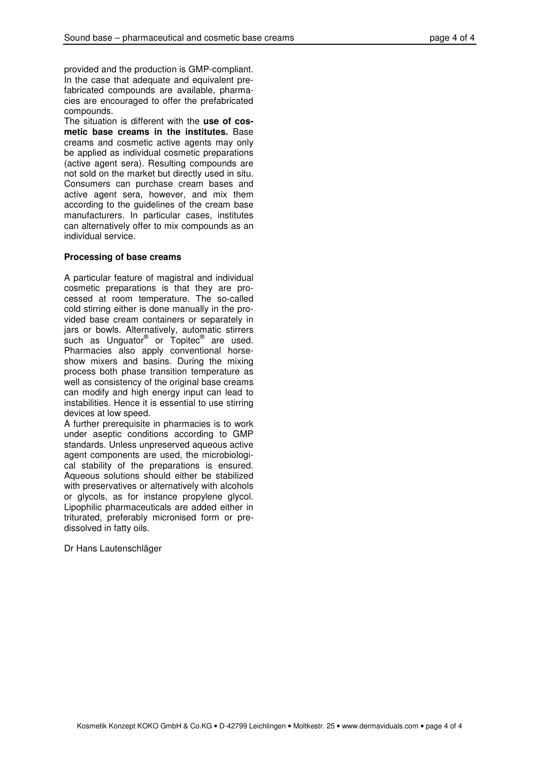provided and the production is GMP-compliant. In the case that adequate and equivalent prefabricated compounds are available, pharmacies are encouraged to offer the prefabricated compounds.

The situation is different with the **use of cosmetic base creams in the institutes.** Base creams and cosmetic active agents may only be applied as individual cosmetic preparations (active agent sera). Resulting compounds are not sold on the market but directly used in situ. Consumers can purchase cream bases and active agent sera, however, and mix them according to the guidelines of the cream base manufacturers. In particular cases, institutes can alternatively offer to mix compounds as an individual service.

**Processing of base creams**

A particular feature of magistral and individual cosmetic preparations is that they are processed at room temperature. The so-called cold stirring either is done manually in the provided base cream containers or separately in jars or bowls. Alternatively, automatic stirrers such as Unguator® or Topitec® are used. Pharmacies also apply conventional horse-show mixers and basins. During the mixing process both phase transition temperature as well as consistency of the original base creams can modify and high energy input can lead to instabilities. Hence it is essential to use stirring devices at low speed.

A further prerequisite in pharmacies is to work under aseptic conditions according to GMP standards. Unless unpreserved aqueous active agent components are used, the microbiological stability of the preparations is ensured. Aqueous solutions should either be stabilized with preservatives or alternatively with alcohols or glycols, as for instance propylene glycol. Lipophilic pharmaceuticals are added either in triturated, preferably micronised form or predissolved in fatty oils.

Dr Hans Lautenschläger